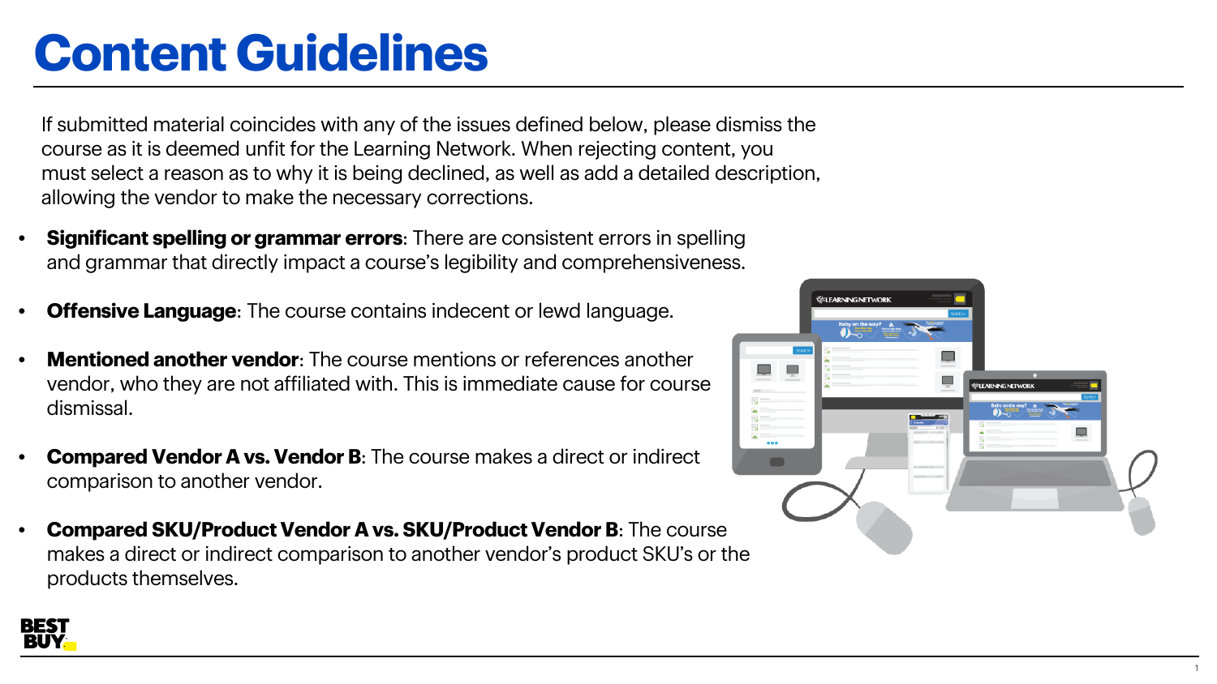# Content Guidelines

If submitted material coincides with any of the issues defined below, please dismiss the course as it is deemed unfit for the Learning Network. When rejecting content, you must select a reason as to why it is being declined, as well as add a detailed description, allowing the vendor to make the necessary corrections.

- **Significant spelling or grammar errors**: There are consistent errors in spelling and grammar that directly impact a course's legibility and comprehensiveness.
- **Offensive Language**: The course contains indecent or lewd language.
- **Mentioned another vendor**: The course mentions or references another vendor, who they are not affiliated with. This is immediate cause for course dismissal.
- **Compared Vendor A vs. Vendor B**: The course makes a direct or indirect comparison to another vendor.
- **Compared SKU/Product Vendor A vs. SKU/Product Vendor B**: The course makes a direct or indirect comparison to another vendor's product SKU's or the products themselves.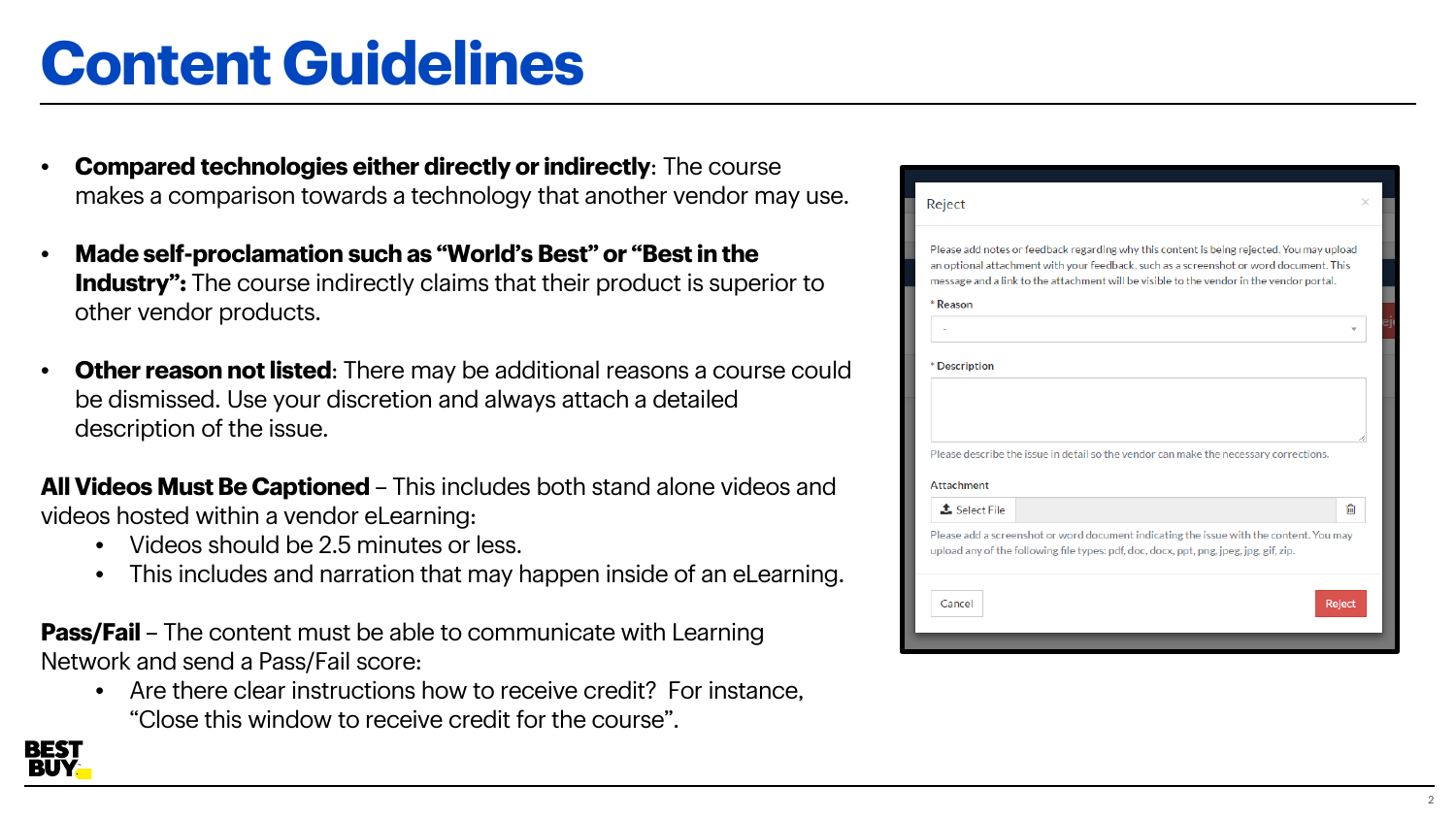# Content Guidelines

- **Compared technologies either directly or indirectly**: The course makes a comparison towards a technology that another vendor may use.
- **Made self-proclamation such as "World's Best" or "Best in the Industry":** The course indirectly claims that their product is superior to other vendor products.
- **Other reason not listed**: There may be additional reasons a course could be dismissed. Use your discretion and always attach a detailed description of the issue.

**All Videos Must Be Captioned** – This includes both stand alone videos and videos hosted within a vendor eLearning:

- Videos should be 2.5 minutes or less.
- This includes and narration that may happen inside of an eLearning.

**Pass/Fail** – The content must be able to communicate with Learning Network and send a Pass/Fail score:

- Are there clear instructions how to receive credit? For instance, "Close this window to receive credit for the course".

Reject

Please add notes or feedback regarding why this content is being rejected. You may upload an optional attachment with your feedback, such as a screenshot or word document. This message and a link to the attachment will be visible to the vendor in the vendor portal.

\* Reason

\* Description

Please describe the issue in detail so the vendor can make the necessary corrections.

Attachment

Select File

Please add a screenshot or word document indicating the issue with the content. You may upload any of the following file types: pdf, doc, docx, ppt, png, jpeg, jpg, gif, zip.

Cancel | Reject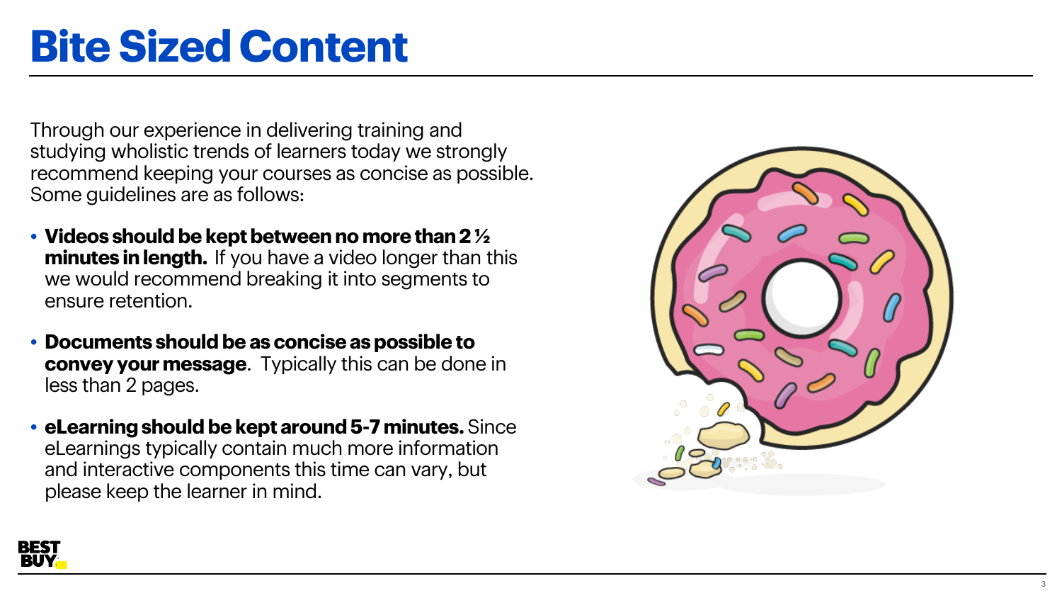# Bite Sized Content

Through our experience in delivering training and studying wholistic trends of learners today we strongly recommend keeping your courses as concise as possible. Some guidelines are as follows:

- **Videos should be kept between no more than 2 ½ minutes in length.** If you have a video longer than this we would recommend breaking it into segments to ensure retention.
- **Documents should be as concise as possible to convey your message**. Typically this can be done in less than 2 pages.
- **eLearning should be kept around 5-7 minutes.** Since eLearnings typically contain much more information and interactive components this time can vary, but please keep the learner in mind.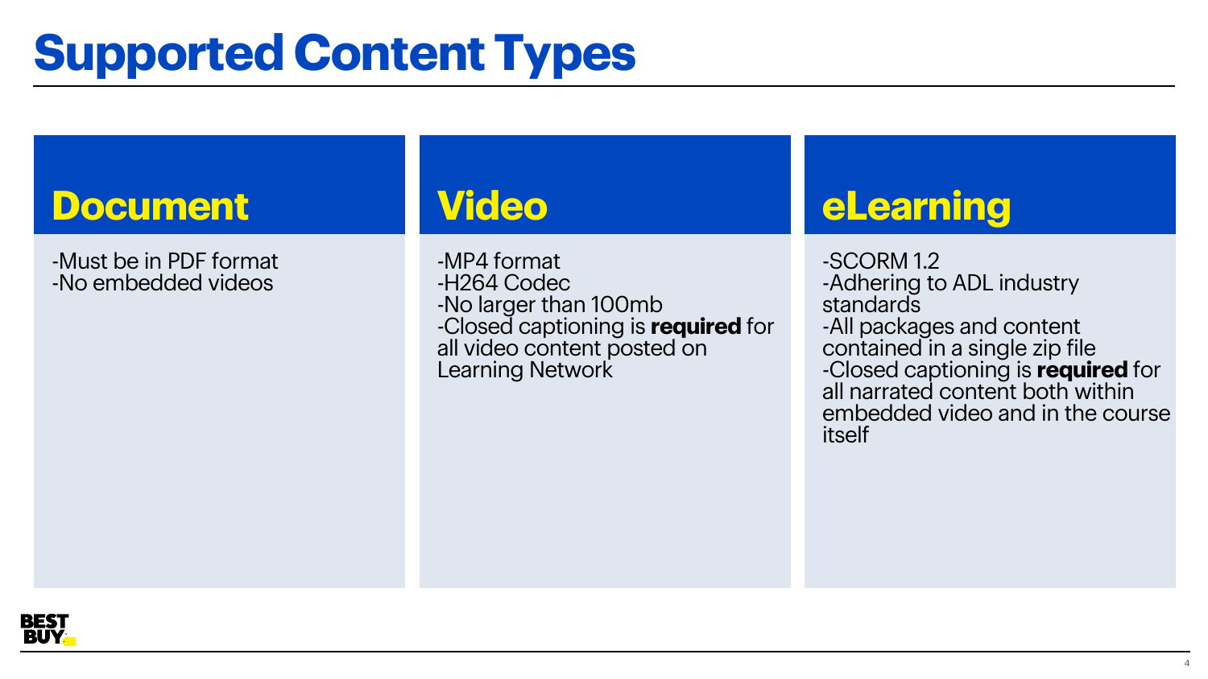# Supported Content Types

## Document

-Must be in PDF format
-No embedded videos

## Video

-MP4 format
-H264 Codec
-No larger than 100mb
-Closed captioning is **required** for all video content posted on Learning Network

## eLearning

-SCORM 1.2
-Adhering to ADL industry standards
-All packages and content contained in a single zip file
-Closed captioning is **required** for all narrated content both within embedded video and in the course itself